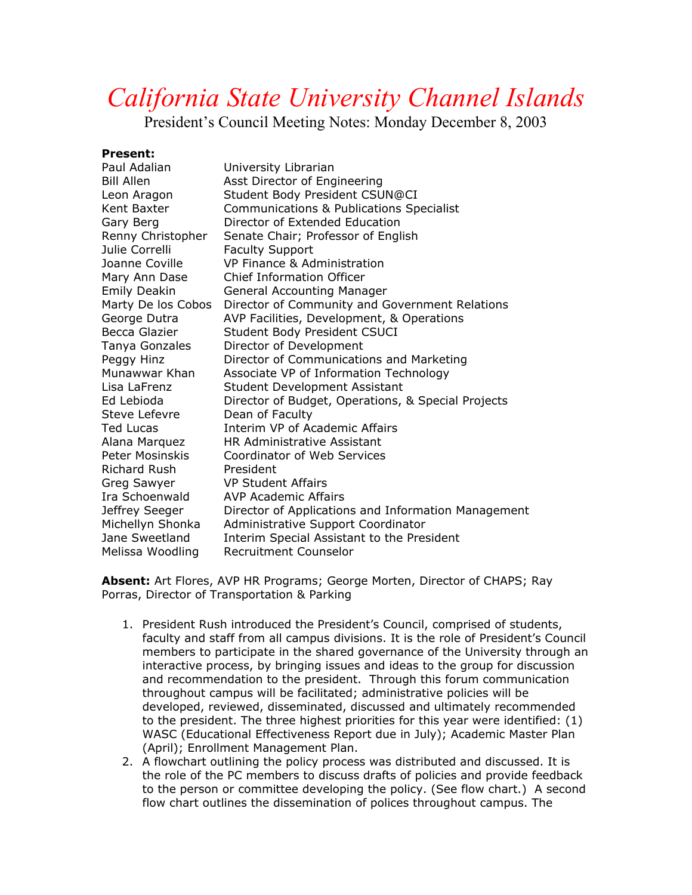# California State University Channel Islands

President's Council Meeting Notes: Monday December 8, 2003

**Present:**

| | |
|---|---|
| Paul Adalian | University Librarian |
| Bill Allen | Asst Director of Engineering |
| Leon Aragon | Student Body President CSUN@CI |
| Kent Baxter | Communications & Publications Specialist |
| Gary Berg | Director of Extended Education |
| Renny Christopher | Senate Chair; Professor of English |
| Julie Correlli | Faculty Support |
| Joanne Coville | VP Finance & Administration |
| Mary Ann Dase | Chief Information Officer |
| Emily Deakin | General Accounting Manager |
| Marty De los Cobos | Director of Community and Government Relations |
| George Dutra | AVP Facilities, Development, & Operations |
| Becca Glazier | Student Body President CSUCI |
| Tanya Gonzales | Director of Development |
| Peggy Hinz | Director of Communications and Marketing |
| Munawwar Khan | Associate VP of Information Technology |
| Lisa LaFrenz | Student Development Assistant |
| Ed Lebioda | Director of Budget, Operations, & Special Projects |
| Steve Lefevre | Dean of Faculty |
| Ted Lucas | Interim VP of Academic Affairs |
| Alana Marquez | HR Administrative Assistant |
| Peter Mosinskis | Coordinator of Web Services |
| Richard Rush | President |
| Greg Sawyer | VP Student Affairs |
| Ira Schoenwald | AVP Academic Affairs |
| Jeffrey Seeger | Director of Applications and Information Management |
| Michellyn Shonka | Administrative Support Coordinator |
| Jane Sweetland | Interim Special Assistant to the President |
| Melissa Woodling | Recruitment Counselor |

**Absent:** Art Flores, AVP HR Programs; George Morten, Director of CHAPS; Ray Porras, Director of Transportation & Parking

1. President Rush introduced the President's Council, comprised of students, faculty and staff from all campus divisions. It is the role of President's Council members to participate in the shared governance of the University through an interactive process, by bringing issues and ideas to the group for discussion and recommendation to the president. Through this forum communication throughout campus will be facilitated; administrative policies will be developed, reviewed, disseminated, discussed and ultimately recommended to the president. The three highest priorities for this year were identified: (1) WASC (Educational Effectiveness Report due in July); Academic Master Plan (April); Enrollment Management Plan.
2. A flowchart outlining the policy process was distributed and discussed. It is the role of the PC members to discuss drafts of policies and provide feedback to the person or committee developing the policy. (See flow chart.) A second flow chart outlines the dissemination of polices throughout campus. The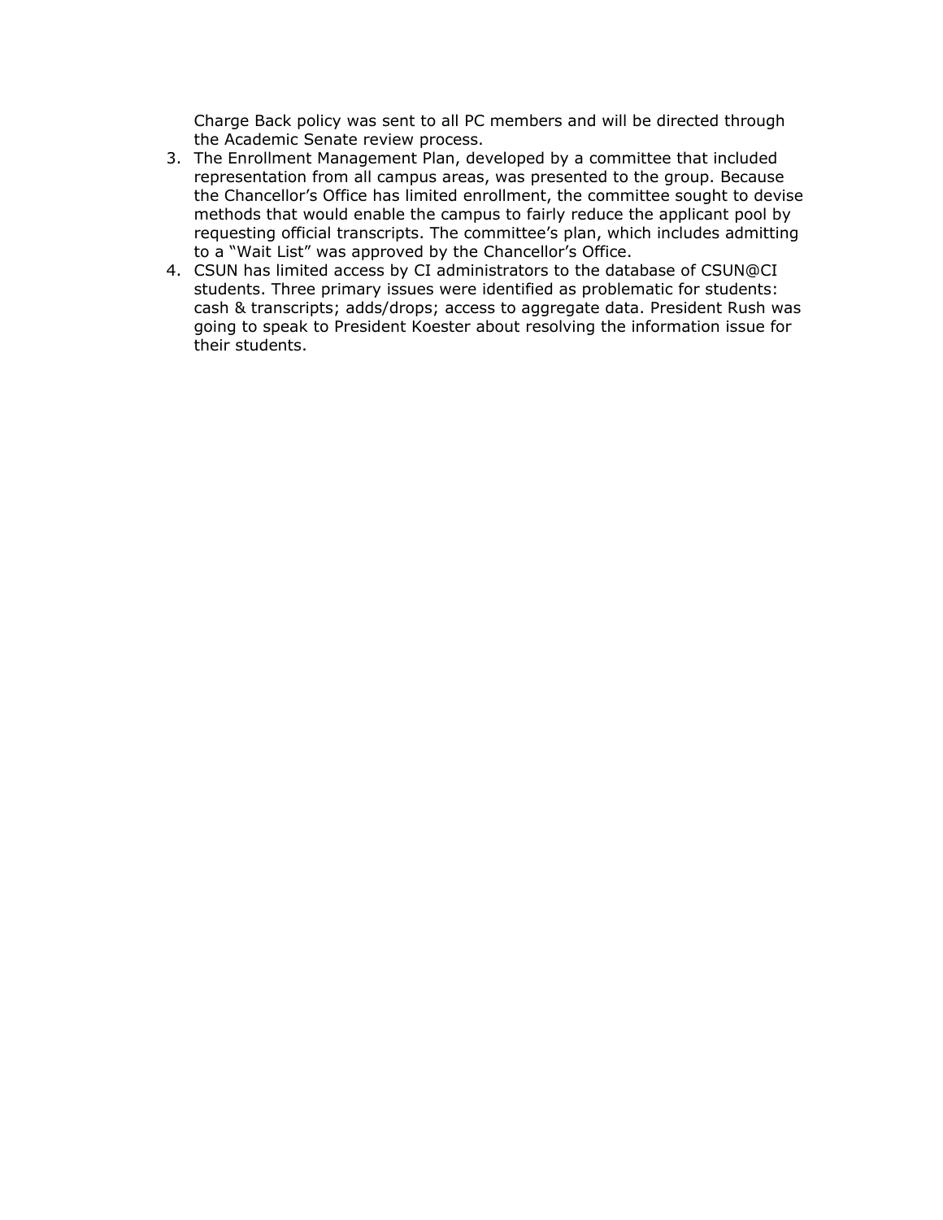Charge Back policy was sent to all PC members and will be directed through the Academic Senate review process.

3. The Enrollment Management Plan, developed by a committee that included representation from all campus areas, was presented to the group. Because the Chancellor's Office has limited enrollment, the committee sought to devise methods that would enable the campus to fairly reduce the applicant pool by requesting official transcripts. The committee's plan, which includes admitting to a "Wait List" was approved by the Chancellor's Office.
4. CSUN has limited access by CI administrators to the database of CSUN@CI students. Three primary issues were identified as problematic for students: cash & transcripts; adds/drops; access to aggregate data. President Rush was going to speak to President Koester about resolving the information issue for their students.